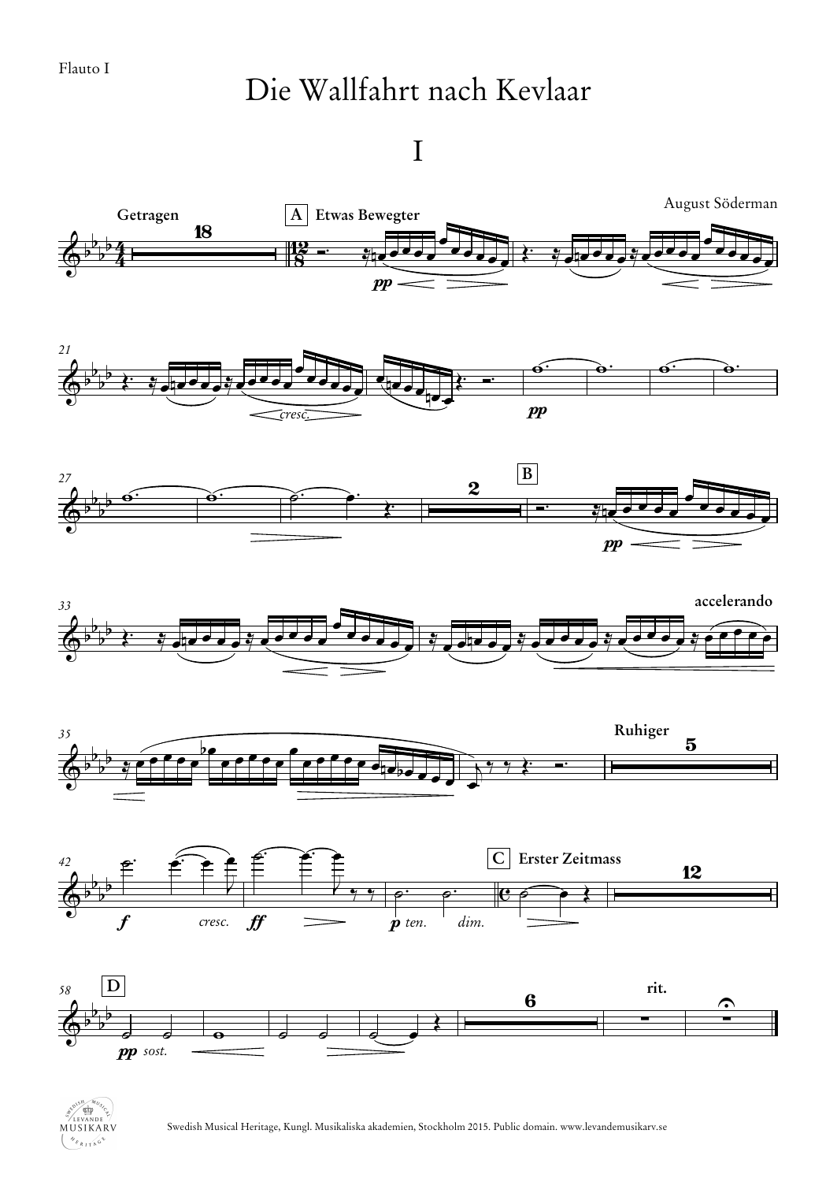Flauto I

# Die Wallfahrt nach Kevlaar

## I

August Söderman

Getragen — A Etwas Bewegter — B — accelerando — Ruhiger — C Erster Zeitmass — D — rit.

Swedish Musical Heritage, Kungl. Musikaliska akademien, Stockholm 2015. Public domain. www.levandemusikarv.se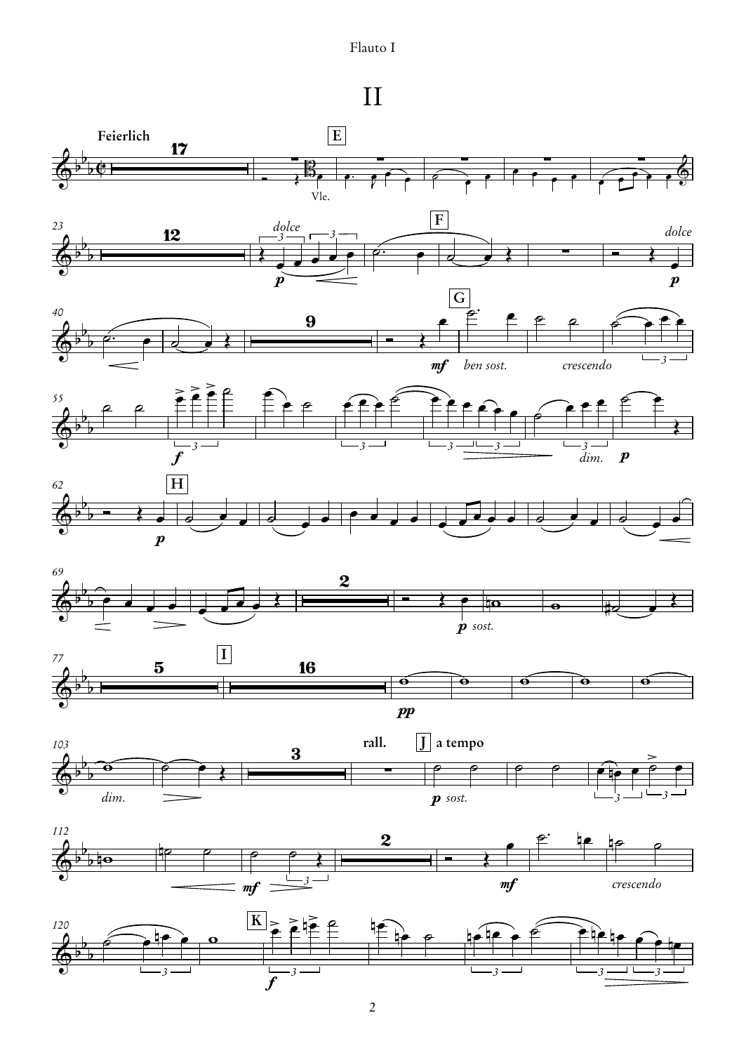# II

**Feierlich**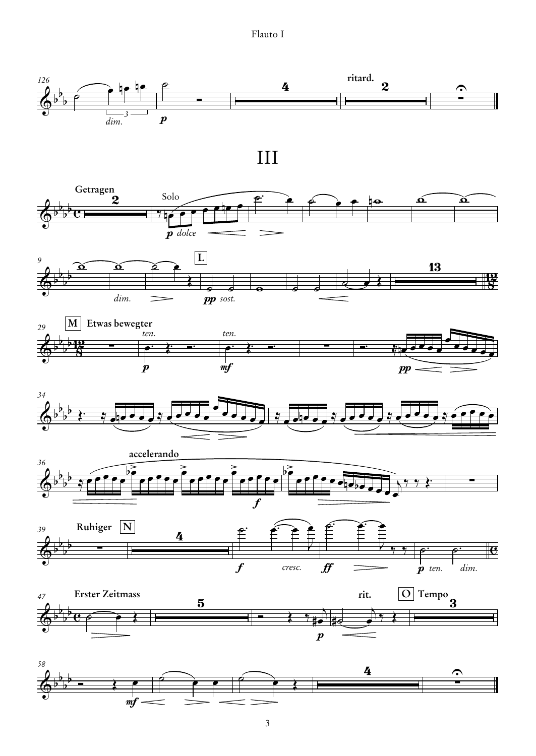# III

Getragen

Solo

Etwas bewegter

accelerando

Ruhiger

Erster Zeitmass

rit.

Tempo